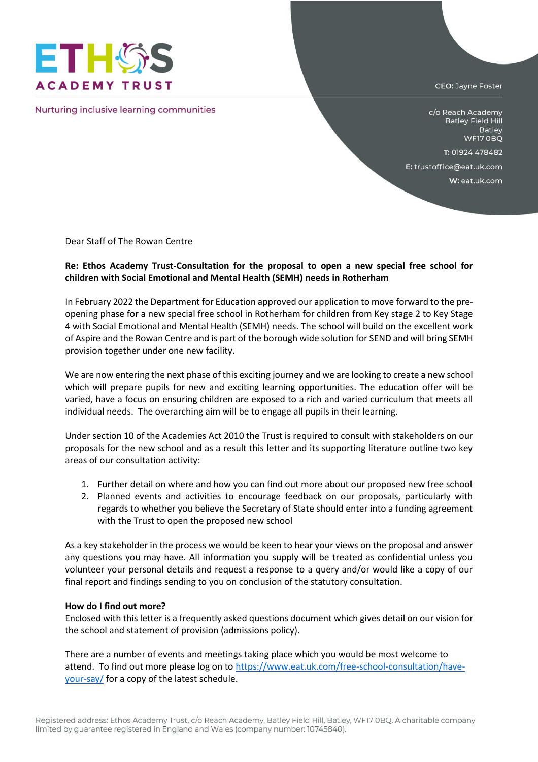**ETHOS ACADEMY TRUST**

Nurturing inclusive learning communities

**CEO:** Jayne Foster

c/o Reach Academy
Batley Field Hill
Batley
WF17 0BQ

**T:** 01924 478482

**E:** trustoffice@eat.uk.com

**W:** eat.uk.com

Dear Staff of The Rowan Centre

**Re: Ethos Academy Trust-Consultation for the proposal to open a new special free school for children with Social Emotional and Mental Health (SEMH) needs in Rotherham**

In February 2022 the Department for Education approved our application to move forward to the pre-opening phase for a new special free school in Rotherham for children from Key stage 2 to Key Stage 4 with Social Emotional and Mental Health (SEMH) needs. The school will build on the excellent work of Aspire and the Rowan Centre and is part of the borough wide solution for SEND and will bring SEMH provision together under one new facility.

We are now entering the next phase of this exciting journey and we are looking to create a new school which will prepare pupils for new and exciting learning opportunities. The education offer will be varied, have a focus on ensuring children are exposed to a rich and varied curriculum that meets all individual needs. The overarching aim will be to engage all pupils in their learning.

Under section 10 of the Academies Act 2010 the Trust is required to consult with stakeholders on our proposals for the new school and as a result this letter and its supporting literature outline two key areas of our consultation activity:

1. Further detail on where and how you can find out more about our proposed new free school
2. Planned events and activities to encourage feedback on our proposals, particularly with regards to whether you believe the Secretary of State should enter into a funding agreement with the Trust to open the proposed new school

As a key stakeholder in the process we would be keen to hear your views on the proposal and answer any questions you may have. All information you supply will be treated as confidential unless you volunteer your personal details and request a response to a query and/or would like a copy of our final report and findings sending to you on conclusion of the statutory consultation.

**How do I find out more?**

Enclosed with this letter is a frequently asked questions document which gives detail on our vision for the school and statement of provision (admissions policy).

There are a number of events and meetings taking place which you would be most welcome to attend. To find out more please log on to https://www.eat.uk.com/free-school-consultation/have-your-say/ for a copy of the latest schedule.

Registered address: Ethos Academy Trust, c/o Reach Academy, Batley Field Hill, Batley, WF17 0BQ. A charitable company limited by guarantee registered in England and Wales (company number: 10745840).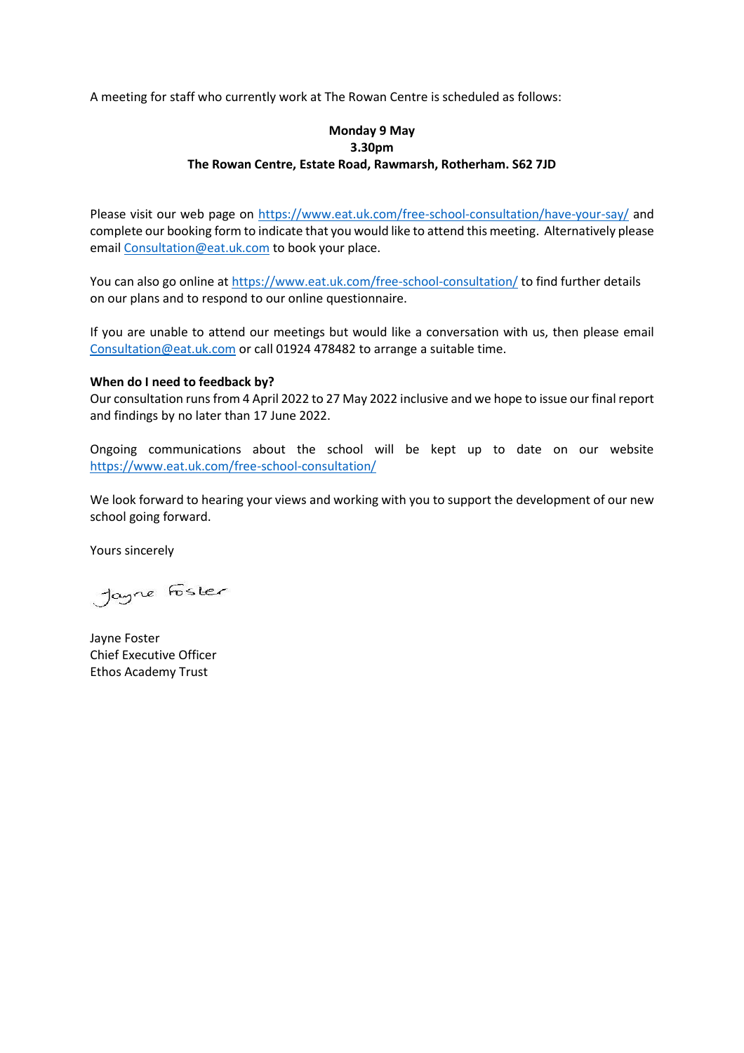A meeting for staff who currently work at The Rowan Centre is scheduled as follows:

**Monday 9 May**
**3.30pm**
**The Rowan Centre, Estate Road, Rawmarsh, Rotherham. S62 7JD**

Please visit our web page on https://www.eat.uk.com/free-school-consultation/have-your-say/ and complete our booking form to indicate that you would like to attend this meeting. Alternatively please email Consultation@eat.uk.com to book your place.

You can also go online at https://www.eat.uk.com/free-school-consultation/ to find further details on our plans and to respond to our online questionnaire.

If you are unable to attend our meetings but would like a conversation with us, then please email Consultation@eat.uk.com or call 01924 478482 to arrange a suitable time.

**When do I need to feedback by?**
Our consultation runs from 4 April 2022 to 27 May 2022 inclusive and we hope to issue our final report and findings by no later than 17 June 2022.

Ongoing communications about the school will be kept up to date on our website https://www.eat.uk.com/free-school-consultation/

We look forward to hearing your views and working with you to support the development of our new school going forward.

Yours sincerely

Jayne Foster

Jayne Foster
Chief Executive Officer
Ethos Academy Trust